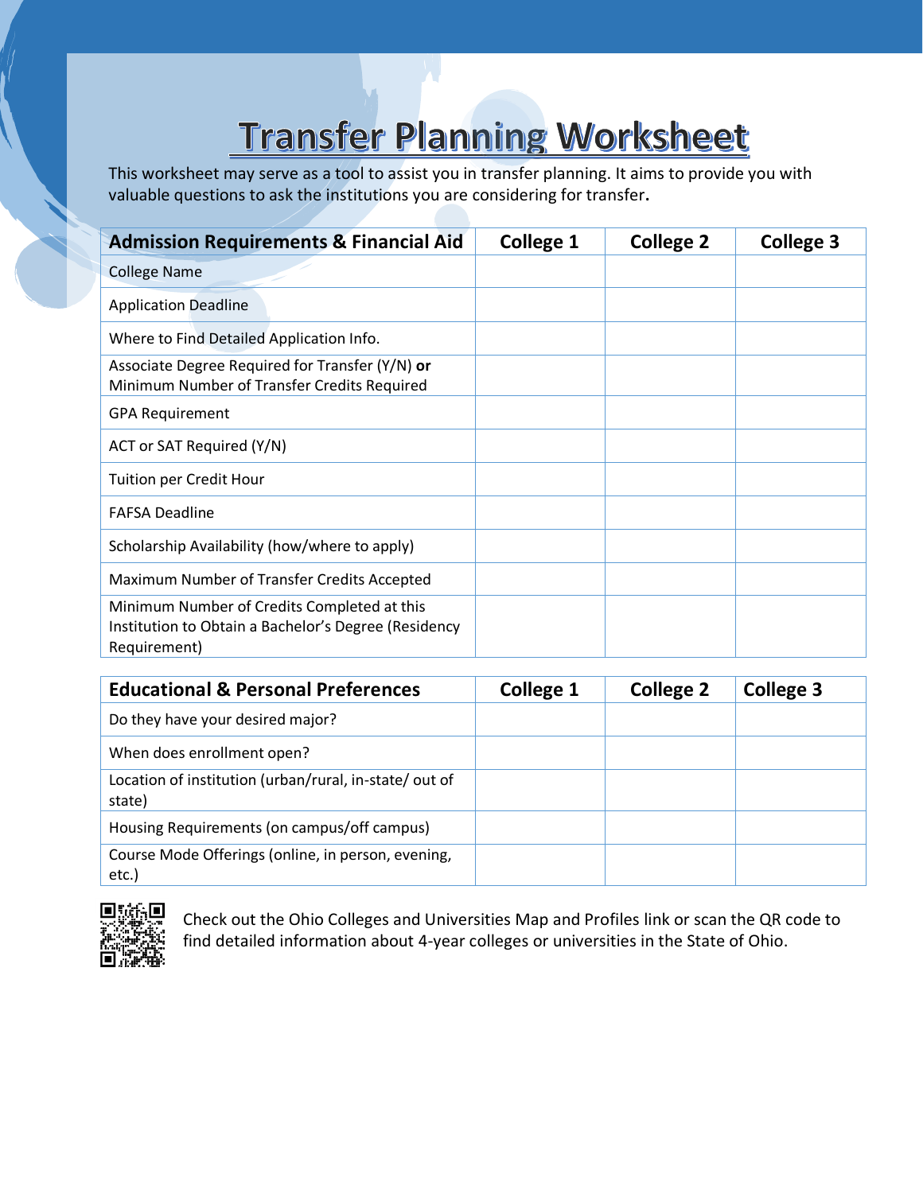# Transfer Planning Worksheet

This worksheet may serve as a tool to assist you in transfer planning. It aims to provide you with valuable questions to ask the institutions you are considering for transfer.

| Admission Requirements & Financial Aid | College 1 | College 2 | College 3 |
|---|---|---|---|
| College Name | | | |
| Application Deadline | | | |
| Where to Find Detailed Application Info. | | | |
| Associate Degree Required for Transfer (Y/N) **or** Minimum Number of Transfer Credits Required | | | |
| GPA Requirement | | | |
| ACT or SAT Required (Y/N) | | | |
| Tuition per Credit Hour | | | |
| FAFSA Deadline | | | |
| Scholarship Availability (how/where to apply) | | | |
| Maximum Number of Transfer Credits Accepted | | | |
| Minimum Number of Credits Completed at this Institution to Obtain a Bachelor's Degree (Residency Requirement) | | | |

| Educational & Personal Preferences | College 1 | College 2 | College 3 |
|---|---|---|---|
| Do they have your desired major? | | | |
| When does enrollment open? | | | |
| Location of institution (urban/rural, in-state/ out of state) | | | |
| Housing Requirements (on campus/off campus) | | | |
| Course Mode Offerings (online, in person, evening, etc.) | | | |

Check out the Ohio Colleges and Universities Map and Profiles link or scan the QR code to find detailed information about 4-year colleges or universities in the State of Ohio.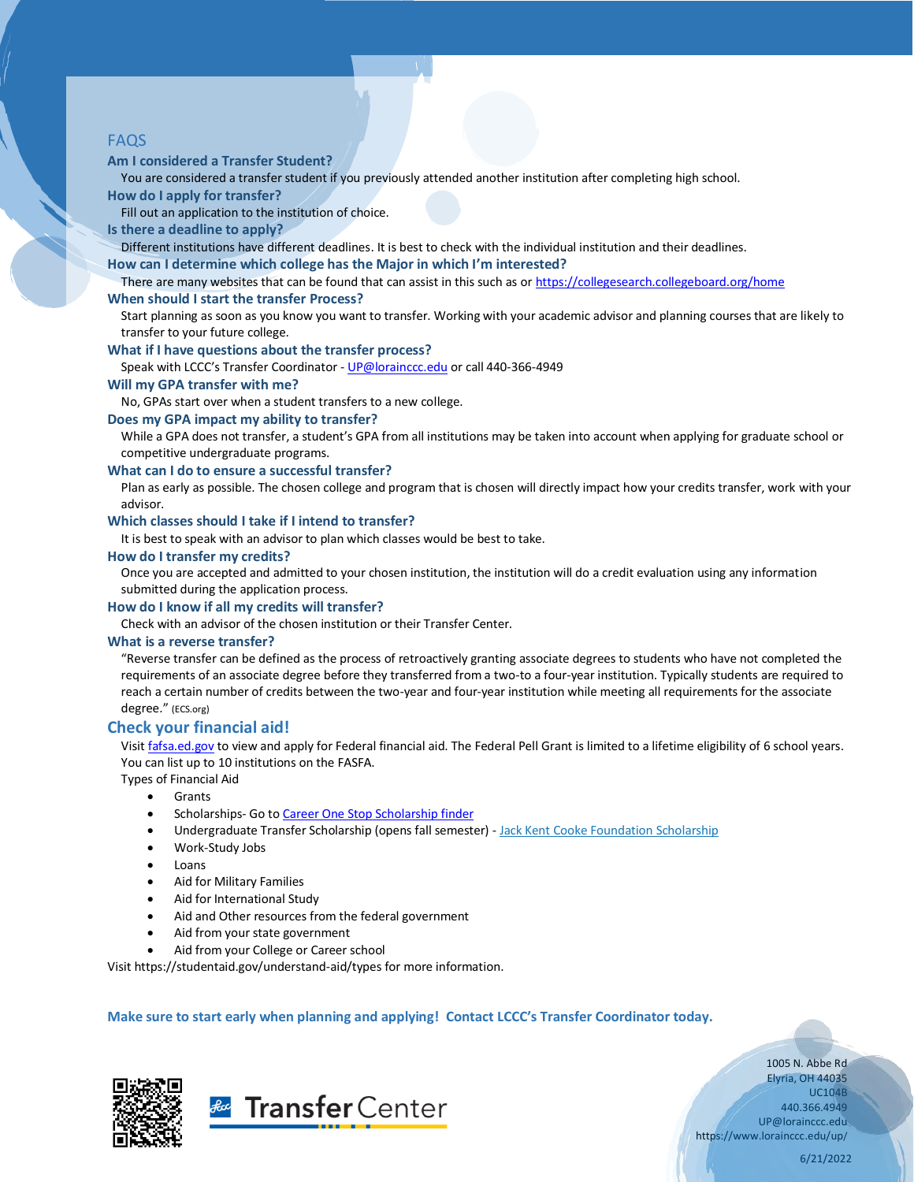## FAQS

### Am I considered a Transfer Student?

You are considered a transfer student if you previously attended another institution after completing high school.

### How do I apply for transfer?

Fill out an application to the institution of choice.

### Is there a deadline to apply?

Different institutions have different deadlines. It is best to check with the individual institution and their deadlines.

### How can I determine which college has the Major in which I'm interested?

There are many websites that can be found that can assist in this such as or [https://collegesearch.collegeboard.org/home](https://collegesearch.collegeboard.org/home)

### When should I start the transfer Process?

Start planning as soon as you know you want to transfer. Working with your academic advisor and planning courses that are likely to transfer to your future college.

### What if I have questions about the transfer process?

Speak with LCCC's Transfer Coordinator - UP@lorainccc.edu or call 440-366-4949

### Will my GPA transfer with me?

No, GPAs start over when a student transfers to a new college.

### Does my GPA impact my ability to transfer?

While a GPA does not transfer, a student's GPA from all institutions may be taken into account when applying for graduate school or competitive undergraduate programs.

### What can I do to ensure a successful transfer?

Plan as early as possible. The chosen college and program that is chosen will directly impact how your credits transfer, work with your advisor.

### Which classes should I take if I intend to transfer?

It is best to speak with an advisor to plan which classes would be best to take.

### How do I transfer my credits?

Once you are accepted and admitted to your chosen institution, the institution will do a credit evaluation using any information submitted during the application process.

### How do I know if all my credits will transfer?

Check with an advisor of the chosen institution or their Transfer Center.

### What is a reverse transfer?

"Reverse transfer can be defined as the process of retroactively granting associate degrees to students who have not completed the requirements of an associate degree before they transferred from a two-to a four-year institution. Typically students are required to reach a certain number of credits between the two-year and four-year institution while meeting all requirements for the associate degree." (ECS.org)

## Check your financial aid!

Visit fafsa.ed.gov to view and apply for Federal financial aid. The Federal Pell Grant is limited to a lifetime eligibility of 6 school years. You can list up to 10 institutions on the FASFA.

Types of Financial Aid

- Grants
- Scholarships- Go to Career One Stop Scholarship finder
- Undergraduate Transfer Scholarship (opens fall semester) - Jack Kent Cooke Foundation Scholarship
- Work-Study Jobs
- Loans
- Aid for Military Families
- Aid for International Study
- Aid and Other resources from the federal government
- Aid from your state government
- Aid from your College or Career school

Visit https://studentaid.gov/understand-aid/types for more information.

**Make sure to start early when planning and applying! Contact LCCC's Transfer Coordinator today.**

Transfer Center

1005 N. Abbe Rd
Elyria, OH 44035
UC104B
440.366.4949
UP@lorainccc.edu
https://www.lorainccc.edu/up/

6/21/2022